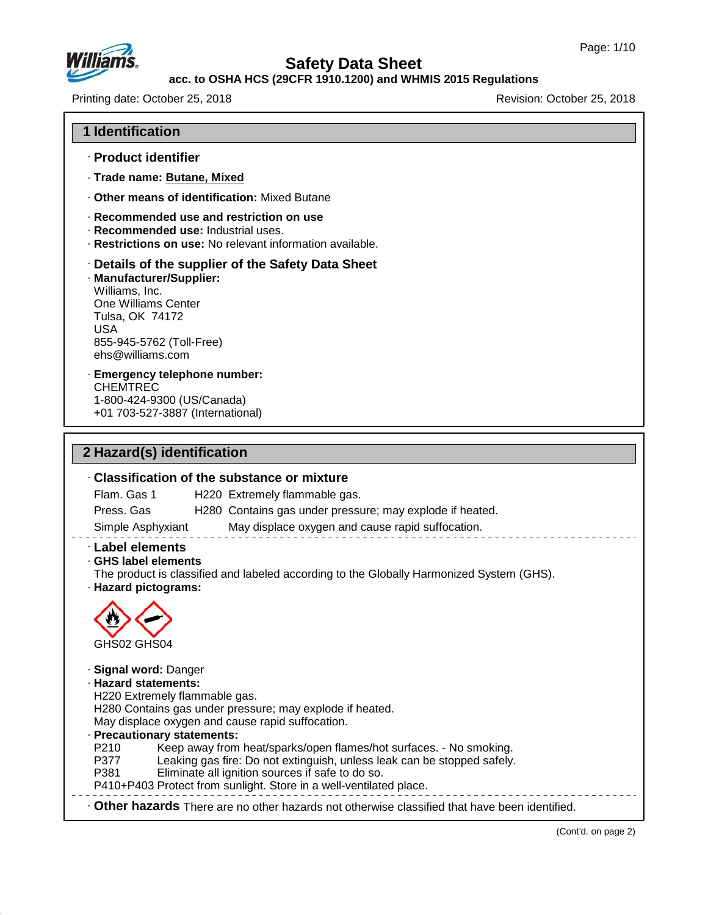# Safety Data Sheet

**acc. to OSHA HCS (29CFR 1910.1200) and WHMIS 2015 Regulations**

Printing date: October 25, 2018 | Revision: October 25, 2018

## 1 Identification

· **Product identifier**

· **Trade name: Butane, Mixed**

· **Other means of identification:** Mixed Butane

· **Recommended use and restriction on use**
· **Recommended use:** Industrial uses.
· **Restrictions on use:** No relevant information available.

· **Details of the supplier of the Safety Data Sheet**
· **Manufacturer/Supplier:**
Williams, Inc.
One Williams Center
Tulsa, OK 74172
USA
855-945-5762 (Toll-Free)
ehs@williams.com

· **Emergency telephone number:**
CHEMTREC
1-800-424-9300 (US/Canada)
+01 703-527-3887 (International)

## 2 Hazard(s) identification

· **Classification of the substance or mixture**

| | | |
|---|---|---|
| Flam. Gas 1 | H220 | Extremely flammable gas. |
| Press. Gas | H280 | Contains gas under pressure; may explode if heated. |
| Simple Asphyxiant | | May displace oxygen and cause rapid suffocation. |

· **Label elements**
· **GHS label elements**
The product is classified and labeled according to the Globally Harmonized System (GHS).
· **Hazard pictograms:**

GHS02 GHS04

· **Signal word:** Danger
· **Hazard statements:**
H220 Extremely flammable gas.
H280 Contains gas under pressure; may explode if heated.
May displace oxygen and cause rapid suffocation.
· **Precautionary statements:**
P210 Keep away from heat/sparks/open flames/hot surfaces. - No smoking.
P377 Leaking gas fire: Do not extinguish, unless leak can be stopped safely.
P381 Eliminate all ignition sources if safe to do so.
P410+P403 Protect from sunlight. Store in a well-ventilated place.

· **Other hazards** There are no other hazards not otherwise classified that have been identified.

(Cont'd. on page 2)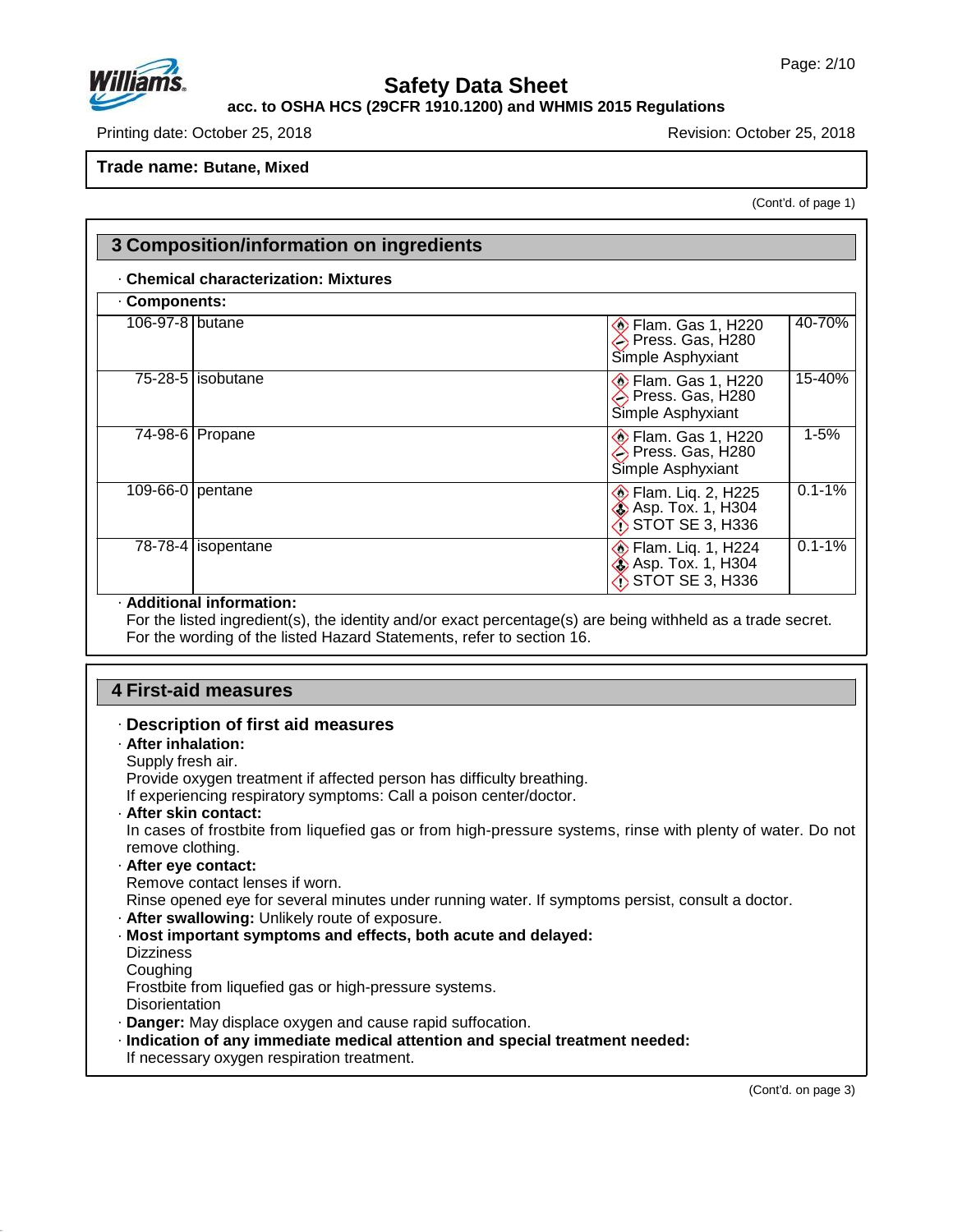**Trade name: Butane, Mixed**

(Cont'd. of page 1)

## 3 Composition/information on ingredients

· **Chemical characterization: Mixtures**

· **Components:**

| CAS | Name | Classification | Percentage |
|---|---|---|---|
| 106-97-8 | butane | Flam. Gas 1, H220<br>Press. Gas, H280<br>Simple Asphyxiant | 40-70% |
| 75-28-5 | isobutane | Flam. Gas 1, H220<br>Press. Gas, H280<br>Simple Asphyxiant | 15-40% |
| 74-98-6 | Propane | Flam. Gas 1, H220<br>Press. Gas, H280<br>Simple Asphyxiant | 1-5% |
| 109-66-0 | pentane | Flam. Liq. 2, H225<br>Asp. Tox. 1, H304<br>STOT SE 3, H336 | 0.1-1% |
| 78-78-4 | isopentane | Flam. Liq. 1, H224<br>Asp. Tox. 1, H304<br>STOT SE 3, H336 | 0.1-1% |

· **Additional information:**
For the listed ingredient(s), the identity and/or exact percentage(s) are being withheld as a trade secret.
For the wording of the listed Hazard Statements, refer to section 16.

## 4 First-aid measures

· **Description of first aid measures**

· **After inhalation:**
Supply fresh air.
Provide oxygen treatment if affected person has difficulty breathing.
If experiencing respiratory symptoms: Call a poison center/doctor.

· **After skin contact:**
In cases of frostbite from liquefied gas or from high-pressure systems, rinse with plenty of water. Do not remove clothing.

· **After eye contact:**
Remove contact lenses if worn.
Rinse opened eye for several minutes under running water. If symptoms persist, consult a doctor.

· **After swallowing:** Unlikely route of exposure.

· **Most important symptoms and effects, both acute and delayed:**
Dizziness
Coughing
Frostbite from liquefied gas or high-pressure systems.
Disorientation

· **Danger:** May displace oxygen and cause rapid suffocation.

· **Indication of any immediate medical attention and special treatment needed:**
If necessary oxygen respiration treatment.

(Cont'd. on page 3)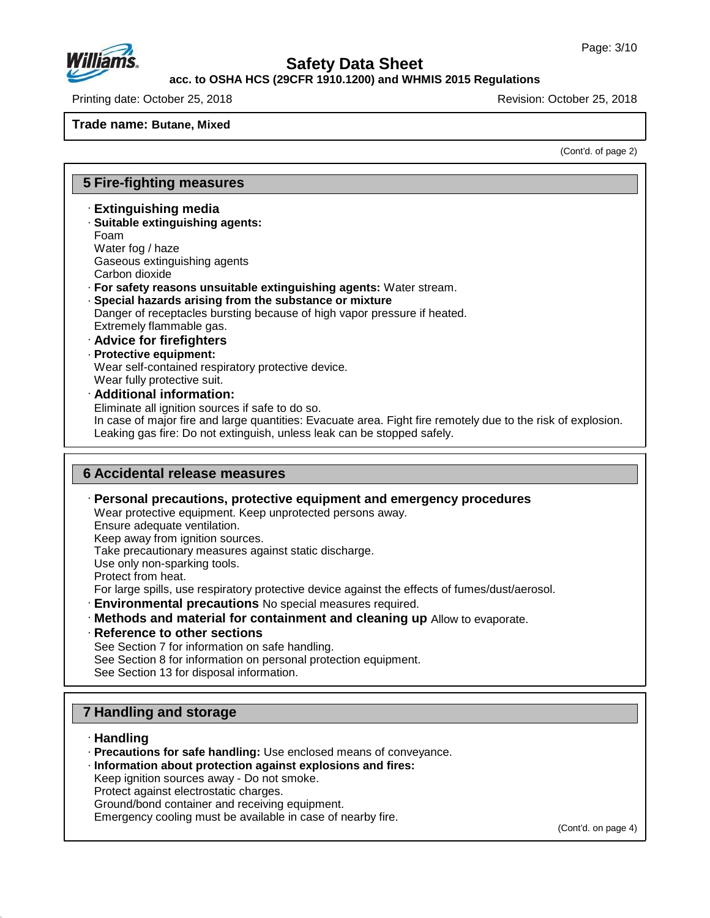**Trade name: Butane, Mixed**

(Cont'd. of page 2)

## 5 Fire-fighting measures

· **Extinguishing media**
· **Suitable extinguishing agents:**
Foam
Water fog / haze
Gaseous extinguishing agents
Carbon dioxide
· **For safety reasons unsuitable extinguishing agents:** Water stream.
· **Special hazards arising from the substance or mixture**
Danger of receptacles bursting because of high vapor pressure if heated.
Extremely flammable gas.
· **Advice for firefighters**
· **Protective equipment:**
Wear self-contained respiratory protective device.
Wear fully protective suit.
· **Additional information:**
Eliminate all ignition sources if safe to do so.
In case of major fire and large quantities: Evacuate area. Fight fire remotely due to the risk of explosion.
Leaking gas fire: Do not extinguish, unless leak can be stopped safely.

## 6 Accidental release measures

· **Personal precautions, protective equipment and emergency procedures**
Wear protective equipment. Keep unprotected persons away.
Ensure adequate ventilation.
Keep away from ignition sources.
Take precautionary measures against static discharge.
Use only non-sparking tools.
Protect from heat.
For large spills, use respiratory protective device against the effects of fumes/dust/aerosol.
· **Environmental precautions** No special measures required.
· **Methods and material for containment and cleaning up** Allow to evaporate.
· **Reference to other sections**
See Section 7 for information on safe handling.
See Section 8 for information on personal protection equipment.
See Section 13 for disposal information.

## 7 Handling and storage

· **Handling**
· **Precautions for safe handling:** Use enclosed means of conveyance.
· **Information about protection against explosions and fires:**
Keep ignition sources away - Do not smoke.
Protect against electrostatic charges.
Ground/bond container and receiving equipment.
Emergency cooling must be available in case of nearby fire.

(Cont'd. on page 4)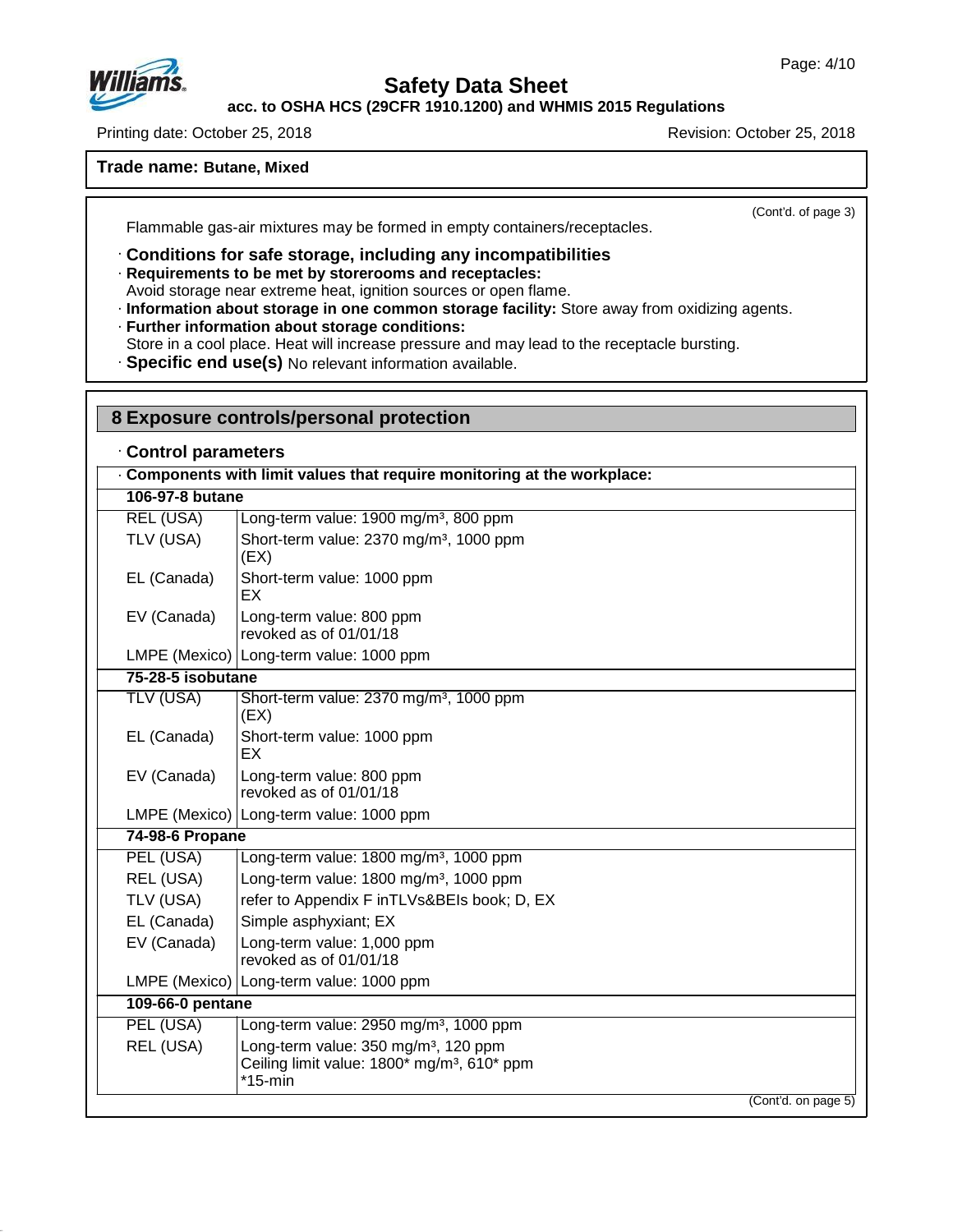**Trade name: Butane, Mixed**

(Cont'd. of page 3)

Flammable gas-air mixtures may be formed in empty containers/receptacles.

· **Conditions for safe storage, including any incompatibilities**
· **Requirements to be met by storerooms and receptacles:**
Avoid storage near extreme heat, ignition sources or open flame.
· **Information about storage in one common storage facility:** Store away from oxidizing agents.
· **Further information about storage conditions:**
Store in a cool place. Heat will increase pressure and may lead to the receptacle bursting.
· **Specific end use(s)** No relevant information available.

## 8 Exposure controls/personal protection

· **Control parameters**

| · **Components with limit values that require monitoring at the workplace:** | |
|---|---|
| **106-97-8 butane** | |
| REL (USA) | Long-term value: 1900 mg/m³, 800 ppm |
| TLV (USA) | Short-term value: 2370 mg/m³, 1000 ppm (EX) |
| EL (Canada) | Short-term value: 1000 ppm EX |
| EV (Canada) | Long-term value: 800 ppm revoked as of 01/01/18 |
| LMPE (Mexico) | Long-term value: 1000 ppm |
| **75-28-5 isobutane** | |
| TLV (USA) | Short-term value: 2370 mg/m³, 1000 ppm (EX) |
| EL (Canada) | Short-term value: 1000 ppm EX |
| EV (Canada) | Long-term value: 800 ppm revoked as of 01/01/18 |
| LMPE (Mexico) | Long-term value: 1000 ppm |
| **74-98-6 Propane** | |
| PEL (USA) | Long-term value: 1800 mg/m³, 1000 ppm |
| REL (USA) | Long-term value: 1800 mg/m³, 1000 ppm |
| TLV (USA) | refer to Appendix F inTLVs&BEIs book; D, EX |
| EL (Canada) | Simple asphyxiant; EX |
| EV (Canada) | Long-term value: 1,000 ppm revoked as of 01/01/18 |
| LMPE (Mexico) | Long-term value: 1000 ppm |
| **109-66-0 pentane** | |
| PEL (USA) | Long-term value: 2950 mg/m³, 1000 ppm |
| REL (USA) | Long-term value: 350 mg/m³, 120 ppm<br>Ceiling limit value: 1800* mg/m³, 610* ppm<br>*15-min |

(Cont'd. on page 5)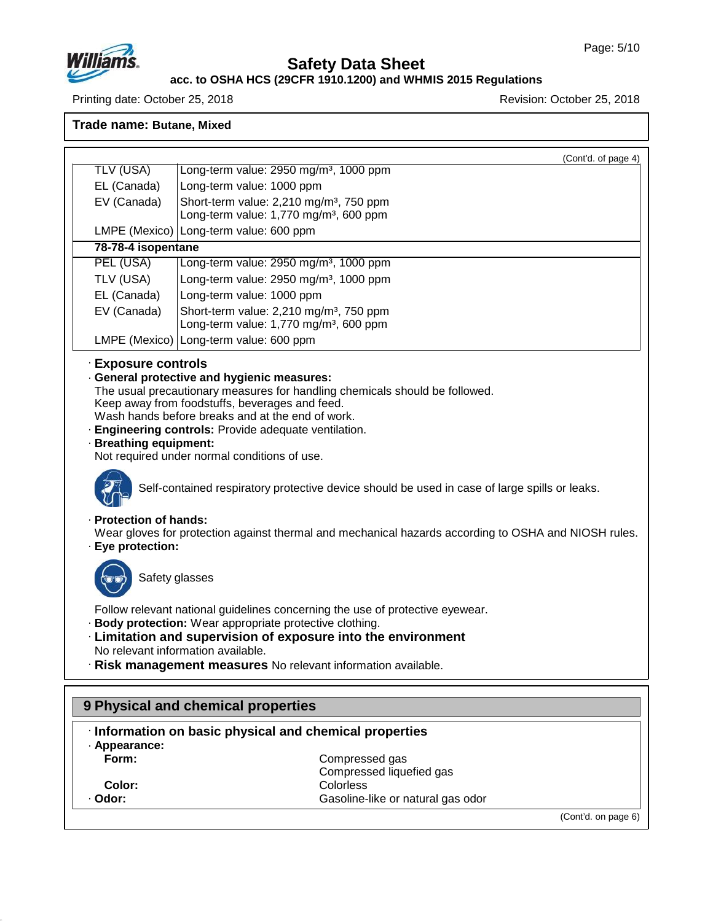**Trade name: Butane, Mixed**

(Cont'd. of page 4)

| | |
|---|---|
| TLV (USA) | Long-term value: 2950 mg/m³, 1000 ppm |
| EL (Canada) | Long-term value: 1000 ppm |
| EV (Canada) | Short-term value: 2,210 mg/m³, 750 ppm<br>Long-term value: 1,770 mg/m³, 600 ppm |
| LMPE (Mexico) | Long-term value: 600 ppm |
| **78-78-4 isopentane** | |
| PEL (USA) | Long-term value: 2950 mg/m³, 1000 ppm |
| TLV (USA) | Long-term value: 2950 mg/m³, 1000 ppm |
| EL (Canada) | Long-term value: 1000 ppm |
| EV (Canada) | Short-term value: 2,210 mg/m³, 750 ppm<br>Long-term value: 1,770 mg/m³, 600 ppm |
| LMPE (Mexico) | Long-term value: 600 ppm |

· **Exposure controls**

· **General protective and hygienic measures:**
The usual precautionary measures for handling chemicals should be followed.
Keep away from foodstuffs, beverages and feed.
Wash hands before breaks and at the end of work.

· **Engineering controls:** Provide adequate ventilation.

· **Breathing equipment:**
Not required under normal conditions of use.

Self-contained respiratory protective device should be used in case of large spills or leaks.

· **Protection of hands:**
Wear gloves for protection against thermal and mechanical hazards according to OSHA and NIOSH rules.

· **Eye protection:**

Safety glasses

Follow relevant national guidelines concerning the use of protective eyewear.

· **Body protection:** Wear appropriate protective clothing.

· **Limitation and supervision of exposure into the environment**
No relevant information available.

· **Risk management measures** No relevant information available.

## 9 Physical and chemical properties

· **Information on basic physical and chemical properties**

· **Appearance:**

| | |
|---|---|
| **Form:** | Compressed gas<br>Compressed liquefied gas |
| **Color:** | Colorless |
| · **Odor:** | Gasoline-like or natural gas odor |

(Cont'd. on page 6)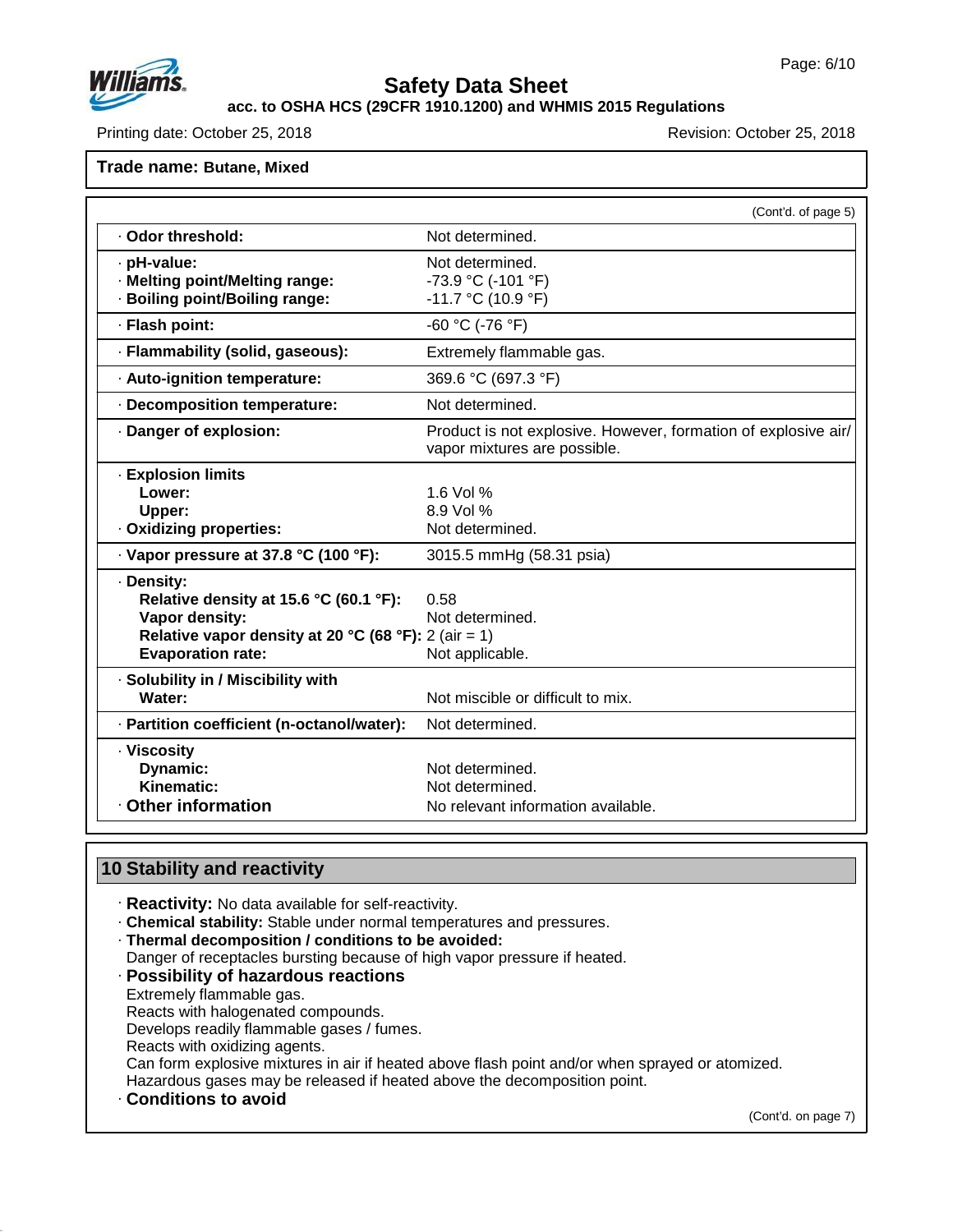Trade name: **Butane, Mixed**

(Cont'd. of page 5)

| Property | Value |
|---|---|
| · **Odor threshold:** | Not determined. |
| · **pH-value:** | Not determined. |
| · **Melting point/Melting range:** | -73.9 °C (-101 °F) |
| · **Boiling point/Boiling range:** | -11.7 °C (10.9 °F) |
| · **Flash point:** | -60 °C (-76 °F) |
| · **Flammability (solid, gaseous):** | Extremely flammable gas. |
| · **Auto-ignition temperature:** | 369.6 °C (697.3 °F) |
| · **Decomposition temperature:** | Not determined. |
| · **Danger of explosion:** | Product is not explosive. However, formation of explosive air/vapor mixtures are possible. |
| · **Explosion limits** | |
| **Lower:** | 1.6 Vol % |
| **Upper:** | 8.9 Vol % |
| · **Oxidizing properties:** | Not determined. |
| · **Vapor pressure at 37.8 °C (100 °F):** | 3015.5 mmHg (58.31 psia) |
| · **Density:** | |
| **Relative density at 15.6 °C (60.1 °F):** | 0.58 |
| **Vapor density:** | Not determined. |
| **Relative vapor density at 20 °C (68 °F):** | 2 (air = 1) |
| **Evaporation rate:** | Not applicable. |
| · **Solubility in / Miscibility with** | |
| **Water:** | Not miscible or difficult to mix. |
| · **Partition coefficient (n-octanol/water):** | Not determined. |
| · **Viscosity** | |
| **Dynamic:** | Not determined. |
| **Kinematic:** | Not determined. |
| · **Other information** | No relevant information available. |

## 10 Stability and reactivity

· **Reactivity:** No data available for self-reactivity.

· **Chemical stability:** Stable under normal temperatures and pressures.

· **Thermal decomposition / conditions to be avoided:**
Danger of receptacles bursting because of high vapor pressure if heated.

· **Possibility of hazardous reactions**
Extremely flammable gas.
Reacts with halogenated compounds.
Develops readily flammable gases / fumes.
Reacts with oxidizing agents.
Can form explosive mixtures in air if heated above flash point and/or when sprayed or atomized.
Hazardous gases may be released if heated above the decomposition point.

· **Conditions to avoid**

(Cont'd. on page 7)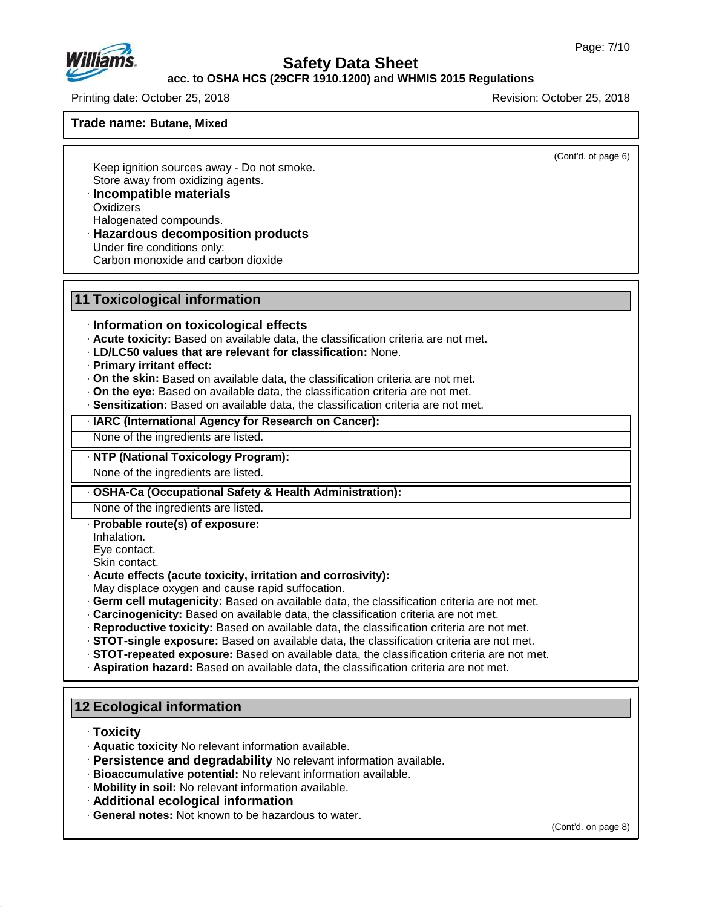**Trade name: Butane, Mixed**

(Cont'd. of page 6)

Keep ignition sources away - Do not smoke.
Store away from oxidizing agents.

· **Incompatible materials**
Oxidizers
Halogenated compounds.

· **Hazardous decomposition products**
Under fire conditions only:
Carbon monoxide and carbon dioxide

## 11 Toxicological information

· **Information on toxicological effects**
· **Acute toxicity:** Based on available data, the classification criteria are not met.
· **LD/LC50 values that are relevant for classification:** None.
· **Primary irritant effect:**
· **On the skin:** Based on available data, the classification criteria are not met.
· **On the eye:** Based on available data, the classification criteria are not met.
· **Sensitization:** Based on available data, the classification criteria are not met.

· **IARC (International Agency for Research on Cancer):**
None of the ingredients are listed.

· **NTP (National Toxicology Program):**
None of the ingredients are listed.

· **OSHA-Ca (Occupational Safety & Health Administration):**
None of the ingredients are listed.

· **Probable route(s) of exposure:**
Inhalation.
Eye contact.
Skin contact.

· **Acute effects (acute toxicity, irritation and corrosivity):**
May displace oxygen and cause rapid suffocation.
· **Germ cell mutagenicity:** Based on available data, the classification criteria are not met.
· **Carcinogenicity:** Based on available data, the classification criteria are not met.
· **Reproductive toxicity:** Based on available data, the classification criteria are not met.
· **STOT-single exposure:** Based on available data, the classification criteria are not met.
· **STOT-repeated exposure:** Based on available data, the classification criteria are not met.
· **Aspiration hazard:** Based on available data, the classification criteria are not met.

## 12 Ecological information

· **Toxicity**
· **Aquatic toxicity** No relevant information available.
· **Persistence and degradability** No relevant information available.
· **Bioaccumulative potential:** No relevant information available.
· **Mobility in soil:** No relevant information available.
· **Additional ecological information**
· **General notes:** Not known to be hazardous to water.

(Cont'd. on page 8)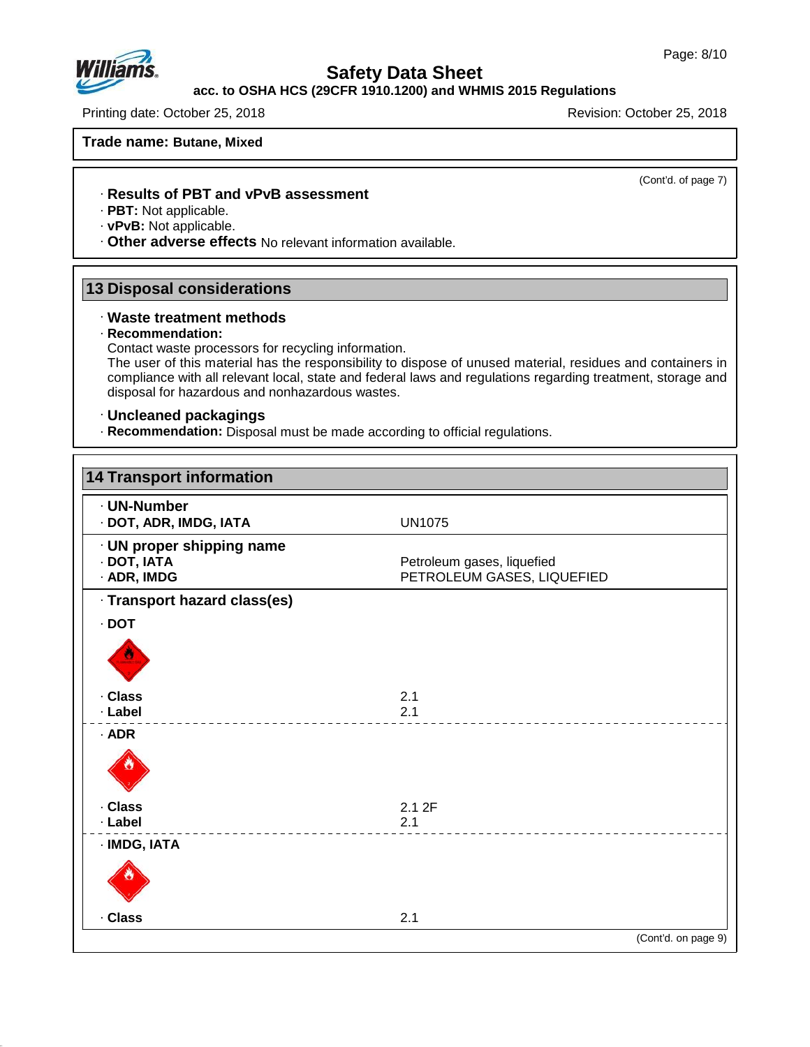**Trade name: Butane, Mixed**

(Cont'd. of page 7)

· **Results of PBT and vPvB assessment**
· **PBT:** Not applicable.
· **vPvB:** Not applicable.
· **Other adverse effects** No relevant information available.

## 13 Disposal considerations

· **Waste treatment methods**
· **Recommendation:**
Contact waste processors for recycling information.
The user of this material has the responsibility to dispose of unused material, residues and containers in compliance with all relevant local, state and federal laws and regulations regarding treatment, storage and disposal for hazardous and nonhazardous wastes.

· **Uncleaned packagings**
· **Recommendation:** Disposal must be made according to official regulations.

## 14 Transport information

| · **UN-Number** | |
|---|---|
| · **DOT, ADR, IMDG, IATA** | UN1075 |
| · **UN proper shipping name** | |
| · **DOT, IATA** | Petroleum gases, liquefied |
| · **ADR, IMDG** | PETROLEUM GASES, LIQUEFIED |
| · **Transport hazard class(es)** | |
| · **DOT** | |
| · **Class** | 2.1 |
| · **Label** | 2.1 |
| · **ADR** | |
| · **Class** | 2.1 2F |
| · **Label** | 2.1 |
| · **IMDG, IATA** | |
| · **Class** | 2.1 |

(Cont'd. on page 9)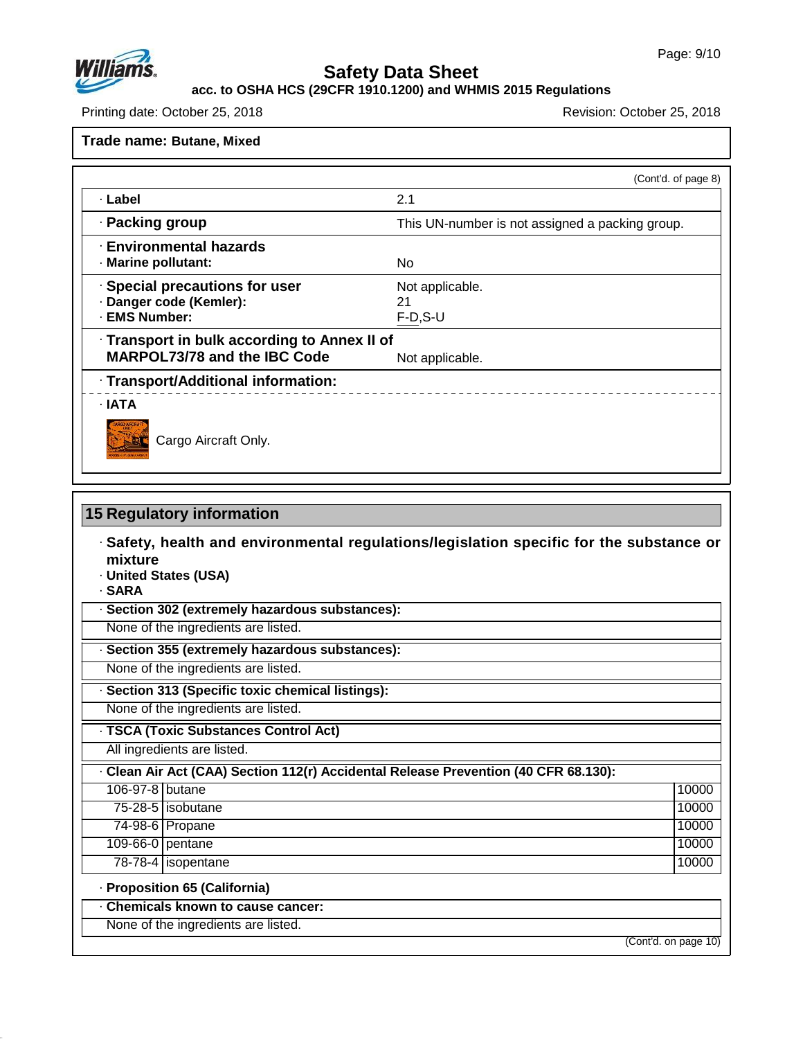**Safety Data Sheet**

**acc. to OSHA HCS (29CFR 1910.1200) and WHMIS 2015 Regulations**

Printing date: October 25, 2018 Revision: October 25, 2018

**Trade name: Butane, Mixed**

(Cont'd. of page 8)

| | |
|---|---|
| · **Label** | 2.1 |
| · **Packing group** | This UN-number is not assigned a packing group. |
| · **Environmental hazards** | |
| · **Marine pollutant:** | No |
| · **Special precautions for user** | Not applicable. |
| · **Danger code (Kemler):** | 21 |
| · **EMS Number:** | F-D,S-U |
| · **Transport in bulk according to Annex II of MARPOL73/78 and the IBC Code** | Not applicable. |
| · **Transport/Additional information:** | |

· **IATA**

Cargo Aircraft Only.

## 15 Regulatory information

· **Safety, health and environmental regulations/legislation specific for the substance or mixture**

· **United States (USA)**

· **SARA**

· **Section 302 (extremely hazardous substances):**

None of the ingredients are listed.

· **Section 355 (extremely hazardous substances):**

None of the ingredients are listed.

· **Section 313 (Specific toxic chemical listings):**

None of the ingredients are listed.

· **TSCA (Toxic Substances Control Act)**

All ingredients are listed.

· **Clean Air Act (CAA) Section 112(r) Accidental Release Prevention (40 CFR 68.130):**

| CAS | Name | Quantity |
|---|---|---|
| 106-97-8 | butane | 10000 |
| 75-28-5 | isobutane | 10000 |
| 74-98-6 | Propane | 10000 |
| 109-66-0 | pentane | 10000 |
| 78-78-4 | isopentane | 10000 |

· **Proposition 65 (California)**

· **Chemicals known to cause cancer:**

None of the ingredients are listed.

(Cont'd. on page 10)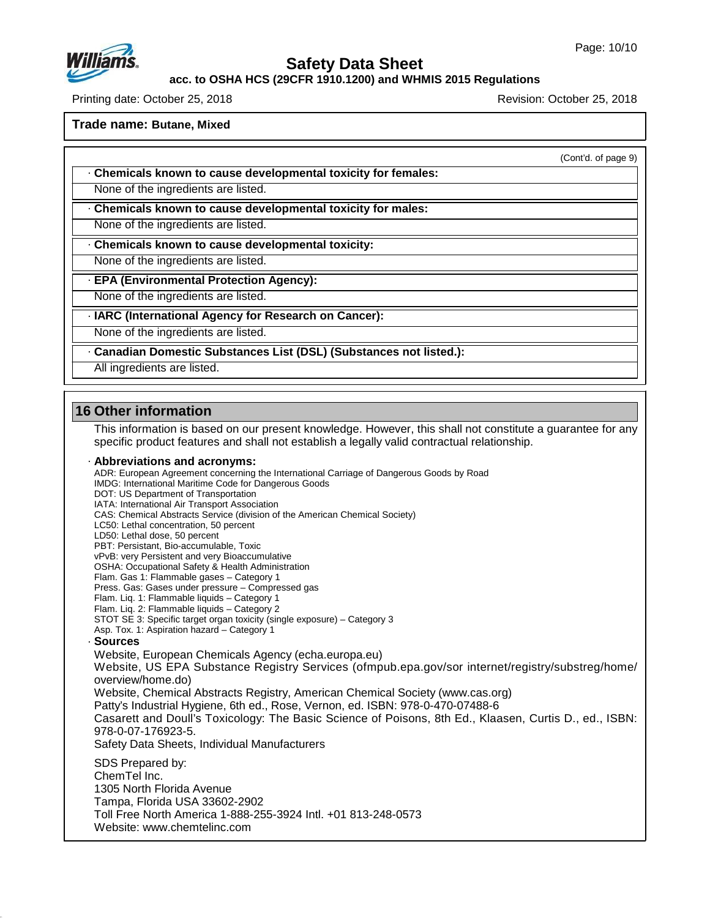**Trade name: Butane, Mixed**

(Cont'd. of page 9)

· **Chemicals known to cause developmental toxicity for females:**

None of the ingredients are listed.

· **Chemicals known to cause developmental toxicity for males:**

None of the ingredients are listed.

· **Chemicals known to cause developmental toxicity:**

None of the ingredients are listed.

· **EPA (Environmental Protection Agency):**

None of the ingredients are listed.

· **IARC (International Agency for Research on Cancer):**

None of the ingredients are listed.

· **Canadian Domestic Substances List (DSL) (Substances not listed.):**

All ingredients are listed.

## 16 Other information

This information is based on our present knowledge. However, this shall not constitute a guarantee for any specific product features and shall not establish a legally valid contractual relationship.

· **Abbreviations and acronyms:**

ADR: European Agreement concerning the International Carriage of Dangerous Goods by Road
IMDG: International Maritime Code for Dangerous Goods
DOT: US Department of Transportation
IATA: International Air Transport Association
CAS: Chemical Abstracts Service (division of the American Chemical Society)
LC50: Lethal concentration, 50 percent
LD50: Lethal dose, 50 percent
PBT: Persistant, Bio-accumulable, Toxic
vPvB: very Persistent and very Bioaccumulative
OSHA: Occupational Safety & Health Administration
Flam. Gas 1: Flammable gases – Category 1
Press. Gas: Gases under pressure – Compressed gas
Flam. Liq. 1: Flammable liquids – Category 1
Flam. Liq. 2: Flammable liquids – Category 2
STOT SE 3: Specific target organ toxicity (single exposure) – Category 3
Asp. Tox. 1: Aspiration hazard – Category 1

· **Sources**

Website, European Chemicals Agency (echa.europa.eu)
Website, US EPA Substance Registry Services (ofmpub.epa.gov/sor internet/registry/substreg/home/overview/home.do)
Website, Chemical Abstracts Registry, American Chemical Society (www.cas.org)
Patty's Industrial Hygiene, 6th ed., Rose, Vernon, ed. ISBN: 978-0-470-07488-6
Casarett and Doull's Toxicology: The Basic Science of Poisons, 8th Ed., Klaasen, Curtis D., ed., ISBN: 978-0-07-176923-5.
Safety Data Sheets, Individual Manufacturers

SDS Prepared by:
ChemTel Inc.
1305 North Florida Avenue
Tampa, Florida USA 33602-2902
Toll Free North America 1-888-255-3924 Intl. +01 813-248-0573
Website: www.chemtelinc.com